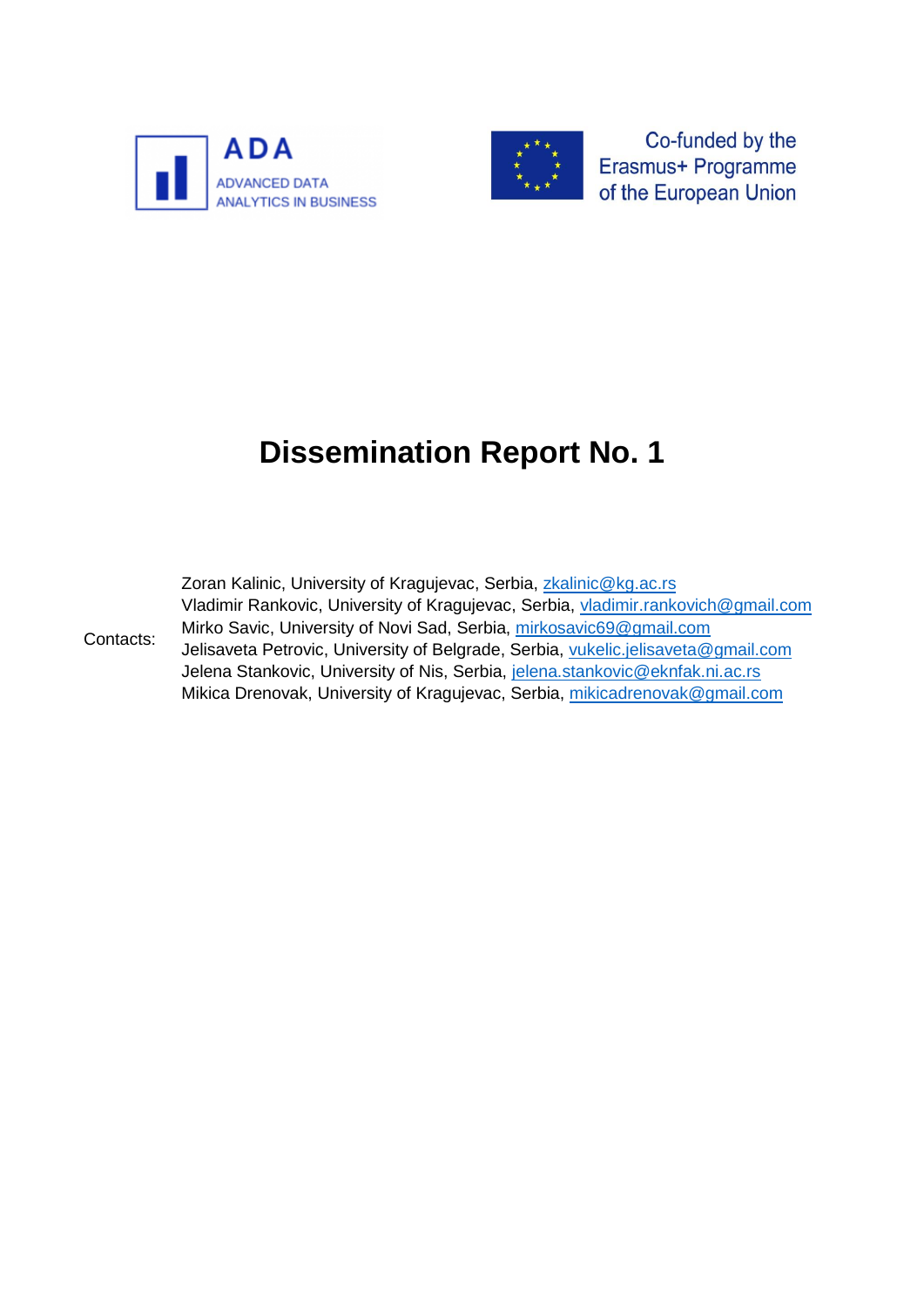ADA

ADVANCED DATA ANALYTICS IN BUSINESS

Co-funded by the Erasmus+ Programme of the European Union

# Dissemination Report No. 1

Contacts:

Zoran Kalinic, University of Kragujevac, Serbia, zkalinic@kg.ac.rs
Vladimir Rankovic, University of Kragujevac, Serbia, vladimir.rankovich@gmail.com
Mirko Savic, University of Novi Sad, Serbia, mirkosavic69@gmail.com
Jelisaveta Petrovic, University of Belgrade, Serbia, vukelic.jelisaveta@gmail.com
Jelena Stankovic, University of Nis, Serbia, jelena.stankovic@eknfak.ni.ac.rs
Mikica Drenovak, University of Kragujevac, Serbia, mikicadrenovak@gmail.com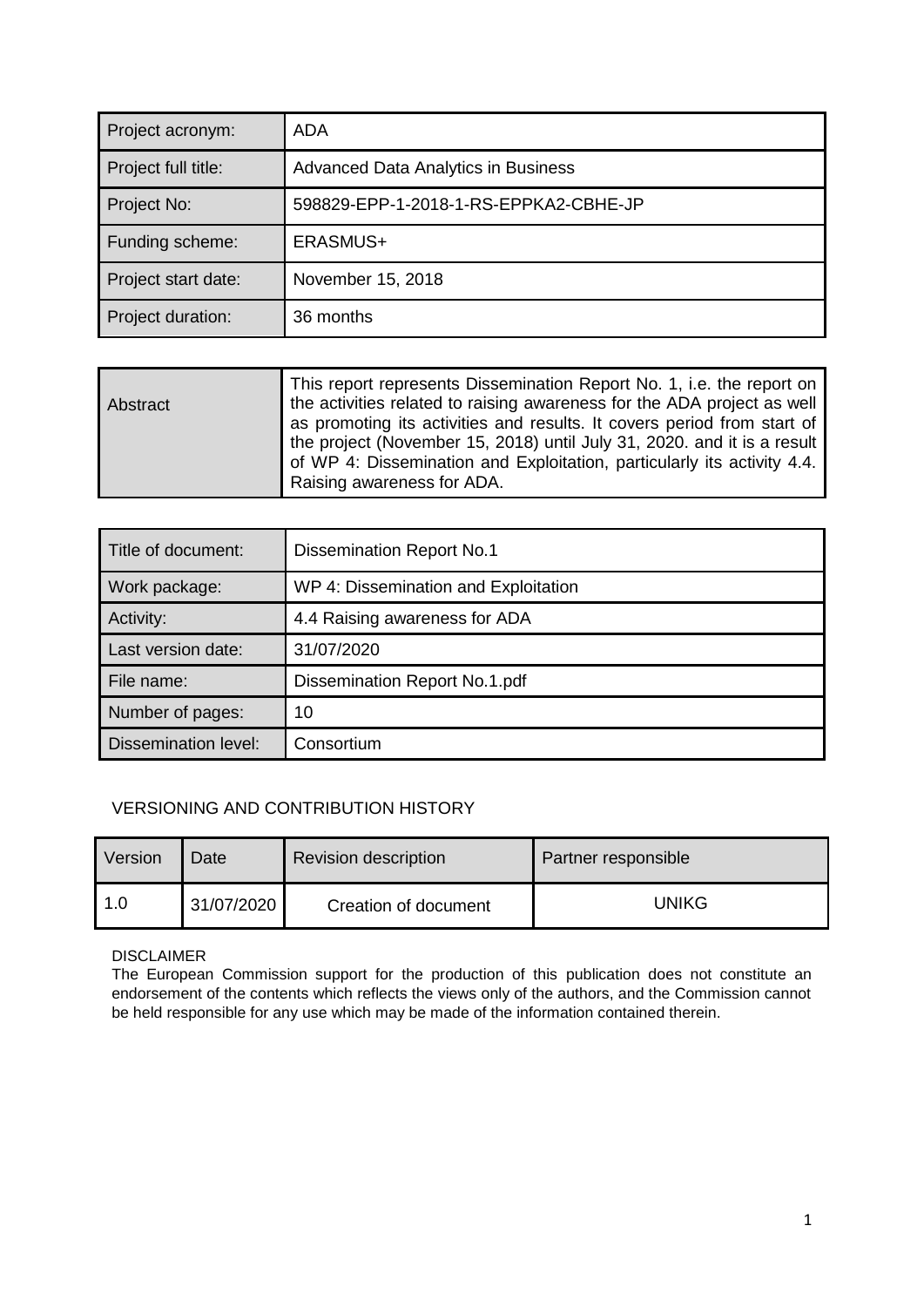| Project acronym: | ADA |
| --- | --- |
| Project full title: | Advanced Data Analytics in Business |
| Project No: | 598829-EPP-1-2018-1-RS-EPPKA2-CBHE-JP |
| Funding scheme: | ERASMUS+ |
| Project start date: | November 15, 2018 |
| Project duration: | 36 months |

| Abstract | This report represents Dissemination Report No. 1, i.e. the report on the activities related to raising awareness for the ADA project as well as promoting its activities and results. It covers period from start of the project (November 15, 2018) until July 31, 2020. and it is a result of WP 4: Dissemination and Exploitation, particularly its activity 4.4. Raising awareness for ADA. |
| --- | --- |

| Title of document: | Dissemination Report No.1 |
| --- | --- |
| Work package: | WP 4: Dissemination and Exploitation |
| Activity: | 4.4 Raising awareness for ADA |
| Last version date: | 31/07/2020 |
| File name: | Dissemination Report No.1.pdf |
| Number of pages: | 10 |
| Dissemination level: | Consortium |

VERSIONING AND CONTRIBUTION HISTORY

| Version | Date | Revision description | Partner responsible |
| --- | --- | --- | --- |
| 1.0 | 31/07/2020 | Creation of document | UNIKG |

DISCLAIMER
The European Commission support for the production of this publication does not constitute an endorsement of the contents which reflects the views only of the authors, and the Commission cannot be held responsible for any use which may be made of the information contained therein.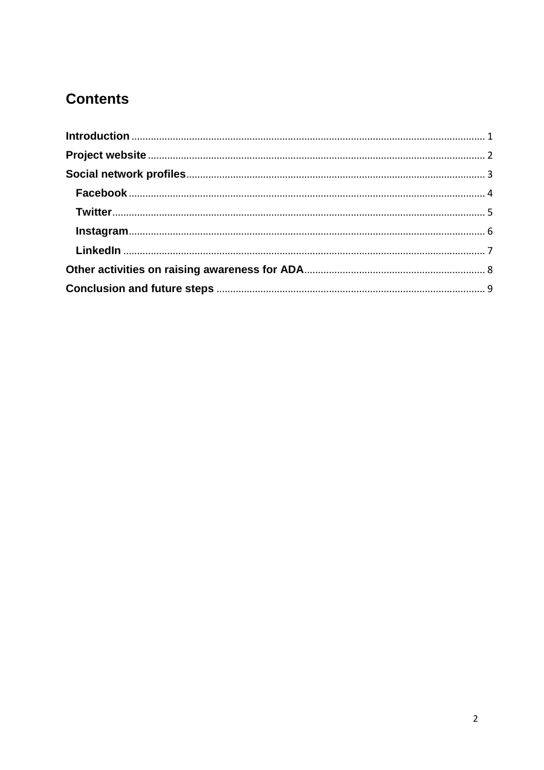# Contents

Introduction ................................................................................................................ 1

Project website ........................................................................................................... 2

Social network profiles ............................................................................................... 3

- Facebook .................................................................................................................. 4
- Twitter ....................................................................................................................... 5
- Instagram .................................................................................................................. 6
- LinkedIn .................................................................................................................... 7

Other activities on raising awareness for ADA ............................................................ 8

Conclusion and future steps ........................................................................................ 9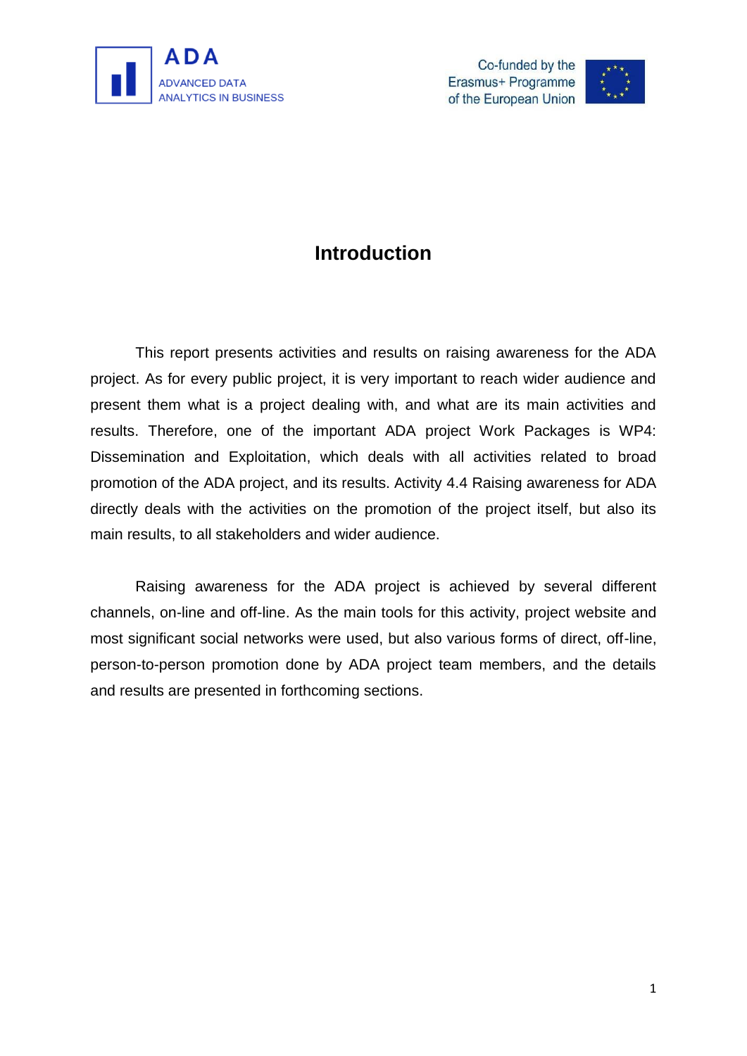# Introduction

This report presents activities and results on raising awareness for the ADA project. As for every public project, it is very important to reach wider audience and present them what is a project dealing with, and what are its main activities and results. Therefore, one of the important ADA project Work Packages is WP4: Dissemination and Exploitation, which deals with all activities related to broad promotion of the ADA project, and its results. Activity 4.4 Raising awareness for ADA directly deals with the activities on the promotion of the project itself, but also its main results, to all stakeholders and wider audience.

Raising awareness for the ADA project is achieved by several different channels, on-line and off-line. As the main tools for this activity, project website and most significant social networks were used, but also various forms of direct, off-line, person-to-person promotion done by ADA project team members, and the details and results are presented in forthcoming sections.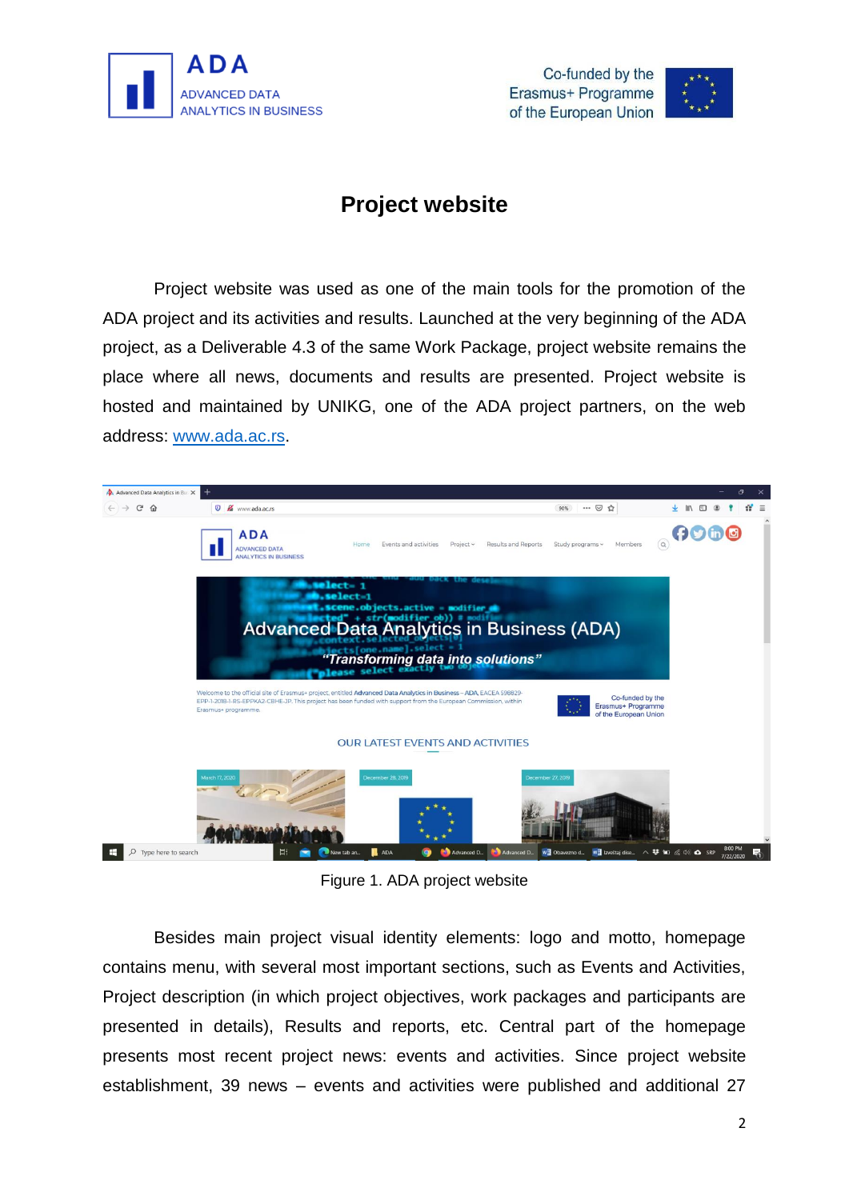# Project website

Project website was used as one of the main tools for the promotion of the ADA project and its activities and results. Launched at the very beginning of the ADA project, as a Deliverable 4.3 of the same Work Package, project website remains the place where all news, documents and results are presented. Project website is hosted and maintained by UNIKG, one of the ADA project partners, on the web address: [www.ada.ac.rs](www.ada.ac.rs).

Figure 1. ADA project website

Besides main project visual identity elements: logo and motto, homepage contains menu, with several most important sections, such as Events and Activities, Project description (in which project objectives, work packages and participants are presented in details), Results and reports, etc. Central part of the homepage presents most recent project news: events and activities. Since project website establishment, 39 news – events and activities were published and additional 27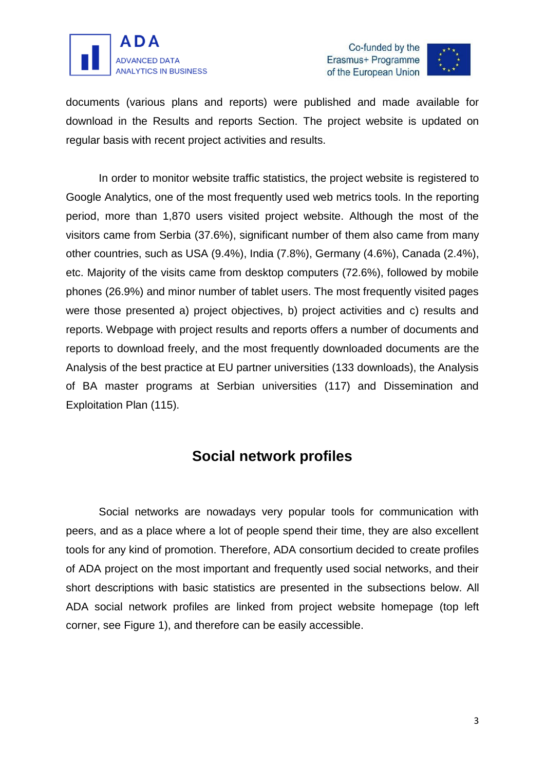documents (various plans and reports) were published and made available for download in the Results and reports Section. The project website is updated on regular basis with recent project activities and results.

In order to monitor website traffic statistics, the project website is registered to Google Analytics, one of the most frequently used web metrics tools. In the reporting period, more than 1,870 users visited project website. Although the most of the visitors came from Serbia (37.6%), significant number of them also came from many other countries, such as USA (9.4%), India (7.8%), Germany (4.6%), Canada (2.4%), etc. Majority of the visits came from desktop computers (72.6%), followed by mobile phones (26.9%) and minor number of tablet users. The most frequently visited pages were those presented a) project objectives, b) project activities and c) results and reports. Webpage with project results and reports offers a number of documents and reports to download freely, and the most frequently downloaded documents are the Analysis of the best practice at EU partner universities (133 downloads), the Analysis of BA master programs at Serbian universities (117) and Dissemination and Exploitation Plan (115).

## Social network profiles

Social networks are nowadays very popular tools for communication with peers, and as a place where a lot of people spend their time, they are also excellent tools for any kind of promotion. Therefore, ADA consortium decided to create profiles of ADA project on the most important and frequently used social networks, and their short descriptions with basic statistics are presented in the subsections below. All ADA social network profiles are linked from project website homepage (top left corner, see Figure 1), and therefore can be easily accessible.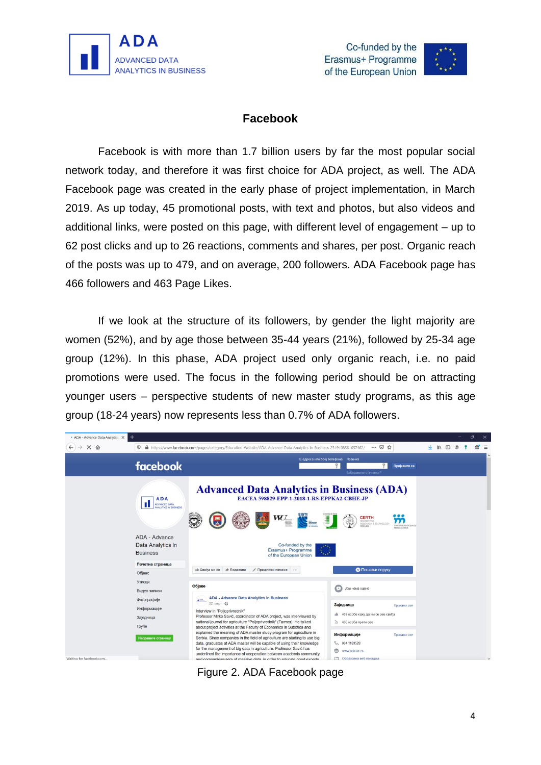## Facebook

Facebook is with more than 1.7 billion users by far the most popular social network today, and therefore it was first choice for ADA project, as well. The ADA Facebook page was created in the early phase of project implementation, in March 2019. As up today, 45 promotional posts, with text and photos, but also videos and additional links, were posted on this page, with different level of engagement – up to 62 post clicks and up to 26 reactions, comments and shares, per post. Organic reach of the posts was up to 479, and on average, 200 followers. ADA Facebook page has 466 followers and 463 Page Likes.

If we look at the structure of its followers, by gender the light majority are women (52%), and by age those between 35-44 years (21%), followed by 25-34 age group (12%). In this phase, ADA project used only organic reach, i.e. no paid promotions were used. The focus in the following period should be on attracting younger users – perspective students of new master study programs, as this age group (18-24 years) now represents less than 0.7% of ADA followers.

Figure 2. ADA Facebook page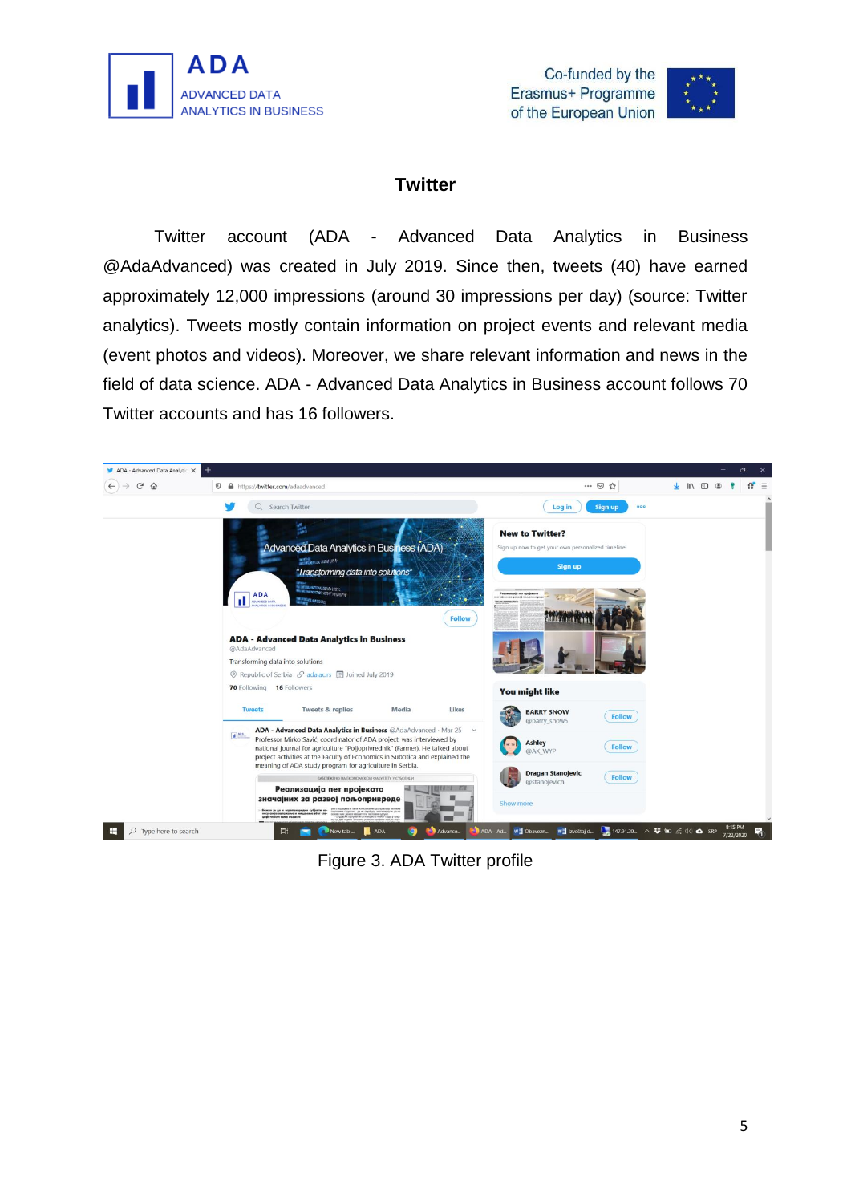## Twitter

Twitter account (ADA - Advanced Data Analytics in Business @AdaAdvanced) was created in July 2019. Since then, tweets (40) have earned approximately 12,000 impressions (around 30 impressions per day) (source: Twitter analytics). Tweets mostly contain information on project events and relevant media (event photos and videos). Moreover, we share relevant information and news in the field of data science. ADA - Advanced Data Analytics in Business account follows 70 Twitter accounts and has 16 followers.

Figure 3. ADA Twitter profile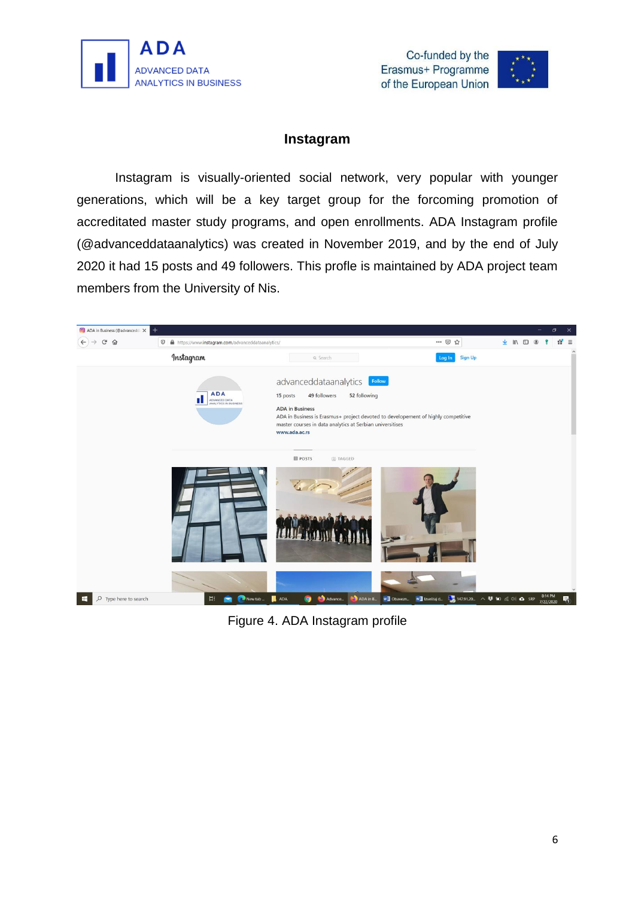## Instagram

Instagram is visually-oriented social network, very popular with younger generations, which will be a key target group for the forcoming promotion of accreditated master study programs, and open enrollments. ADA Instagram profile (@advanceddataanalytics) was created in November 2019, and by the end of July 2020 it had 15 posts and 49 followers. This profle is maintained by ADA project team members from the University of Nis.

Figure 4. ADA Instagram profile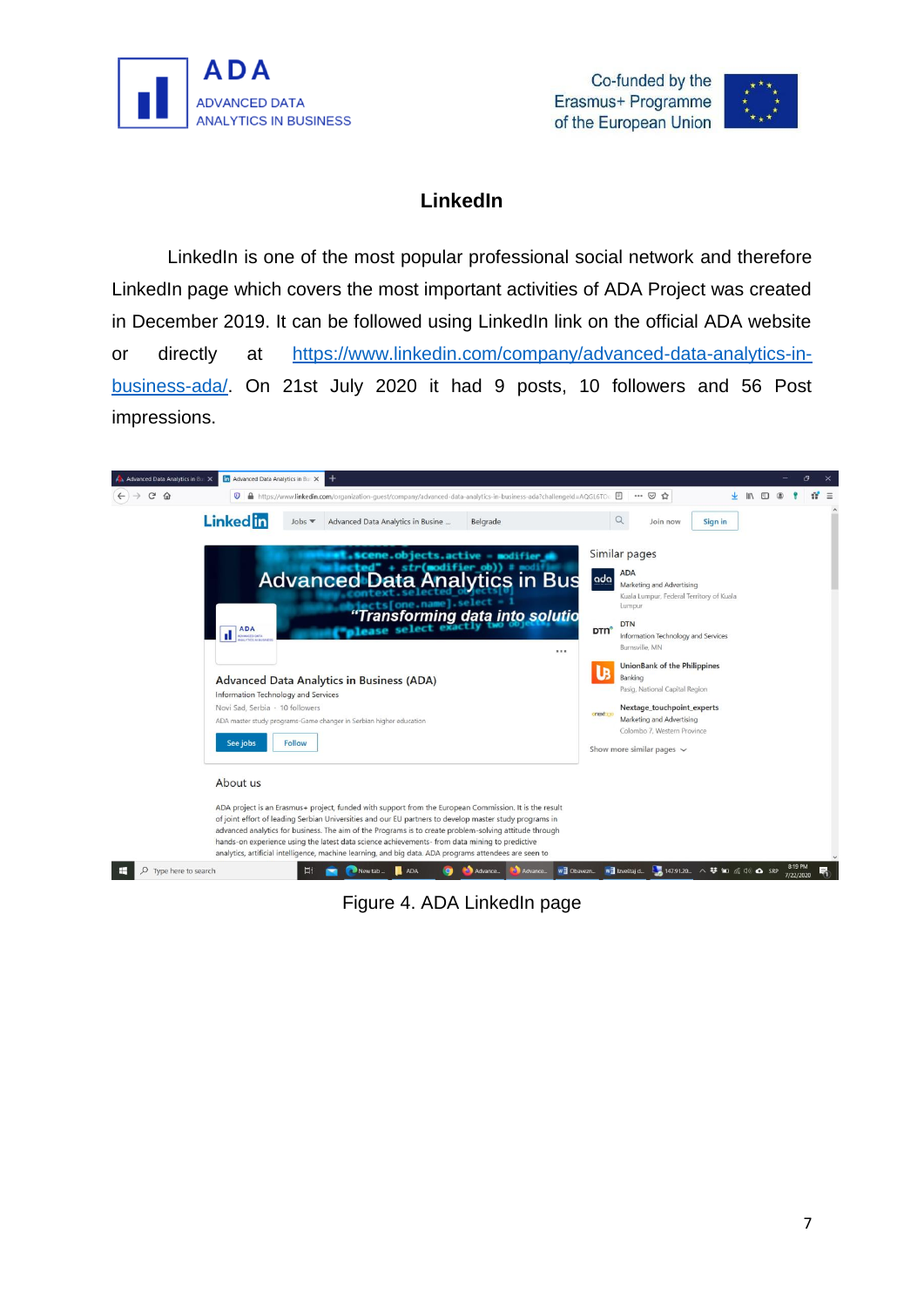## LinkedIn

LinkedIn is one of the most popular professional social network and therefore LinkedIn page which covers the most important activities of ADA Project was created in December 2019. It can be followed using LinkedIn link on the official ADA website or directly at [https://www.linkedin.com/company/advanced-data-analytics-in-business-ada/](https://www.linkedin.com/company/advanced-data-analytics-in-business-ada/). On 21st July 2020 it had 9 posts, 10 followers and 56 Post impressions.

Figure 4. ADA LinkedIn page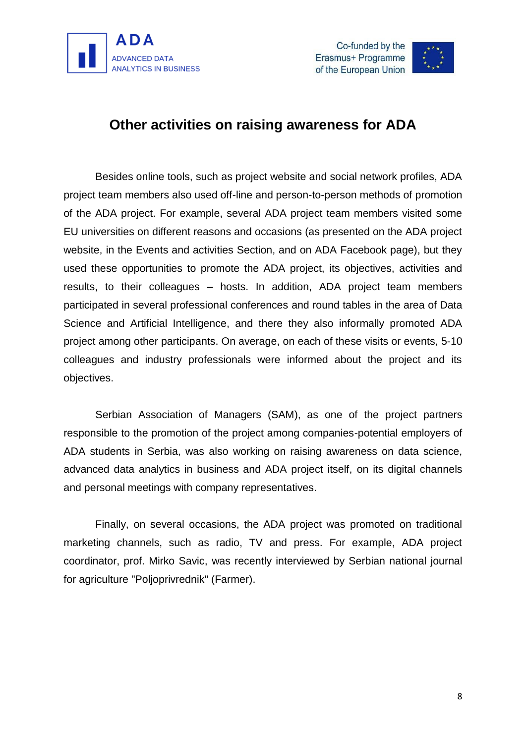## Other activities on raising awareness for ADA

Besides online tools, such as project website and social network profiles, ADA project team members also used off-line and person-to-person methods of promotion of the ADA project. For example, several ADA project team members visited some EU universities on different reasons and occasions (as presented on the ADA project website, in the Events and activities Section, and on ADA Facebook page), but they used these opportunities to promote the ADA project, its objectives, activities and results, to their colleagues – hosts. In addition, ADA project team members participated in several professional conferences and round tables in the area of Data Science and Artificial Intelligence, and there they also informally promoted ADA project among other participants. On average, on each of these visits or events, 5-10 colleagues and industry professionals were informed about the project and its objectives.

Serbian Association of Managers (SAM), as one of the project partners responsible to the promotion of the project among companies-potential employers of ADA students in Serbia, was also working on raising awareness on data science, advanced data analytics in business and ADA project itself, on its digital channels and personal meetings with company representatives.

Finally, on several occasions, the ADA project was promoted on traditional marketing channels, such as radio, TV and press. For example, ADA project coordinator, prof. Mirko Savic, was recently interviewed by Serbian national journal for agriculture "Poljoprivrednik" (Farmer).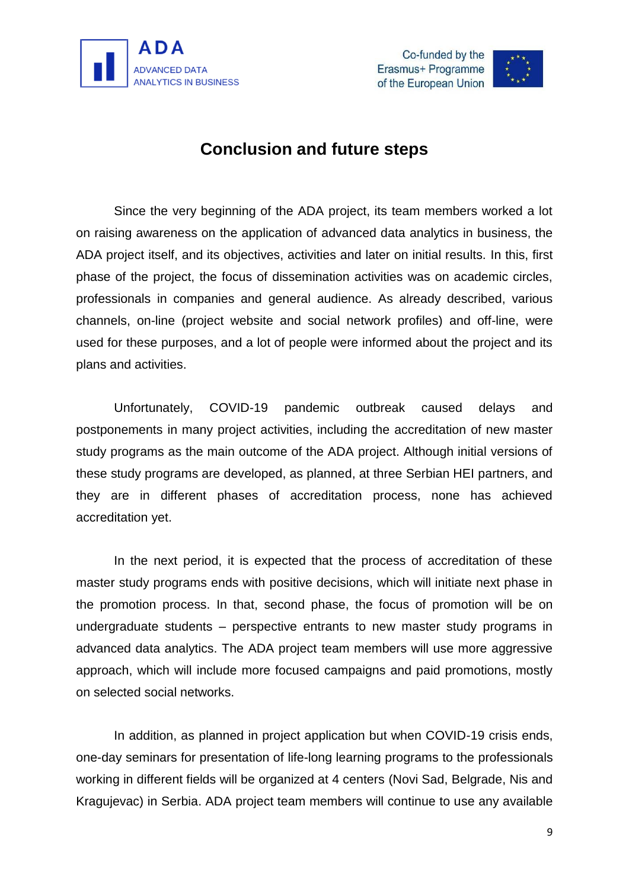# Conclusion and future steps

Since the very beginning of the ADA project, its team members worked a lot on raising awareness on the application of advanced data analytics in business, the ADA project itself, and its objectives, activities and later on initial results. In this, first phase of the project, the focus of dissemination activities was on academic circles, professionals in companies and general audience. As already described, various channels, on-line (project website and social network profiles) and off-line, were used for these purposes, and a lot of people were informed about the project and its plans and activities.

Unfortunately, COVID-19 pandemic outbreak caused delays and postponements in many project activities, including the accreditation of new master study programs as the main outcome of the ADA project. Although initial versions of these study programs are developed, as planned, at three Serbian HEI partners, and they are in different phases of accreditation process, none has achieved accreditation yet.

In the next period, it is expected that the process of accreditation of these master study programs ends with positive decisions, which will initiate next phase in the promotion process. In that, second phase, the focus of promotion will be on undergraduate students – perspective entrants to new master study programs in advanced data analytics. The ADA project team members will use more aggressive approach, which will include more focused campaigns and paid promotions, mostly on selected social networks.

In addition, as planned in project application but when COVID-19 crisis ends, one-day seminars for presentation of life-long learning programs to the professionals working in different fields will be organized at 4 centers (Novi Sad, Belgrade, Nis and Kragujevac) in Serbia. ADA project team members will continue to use any available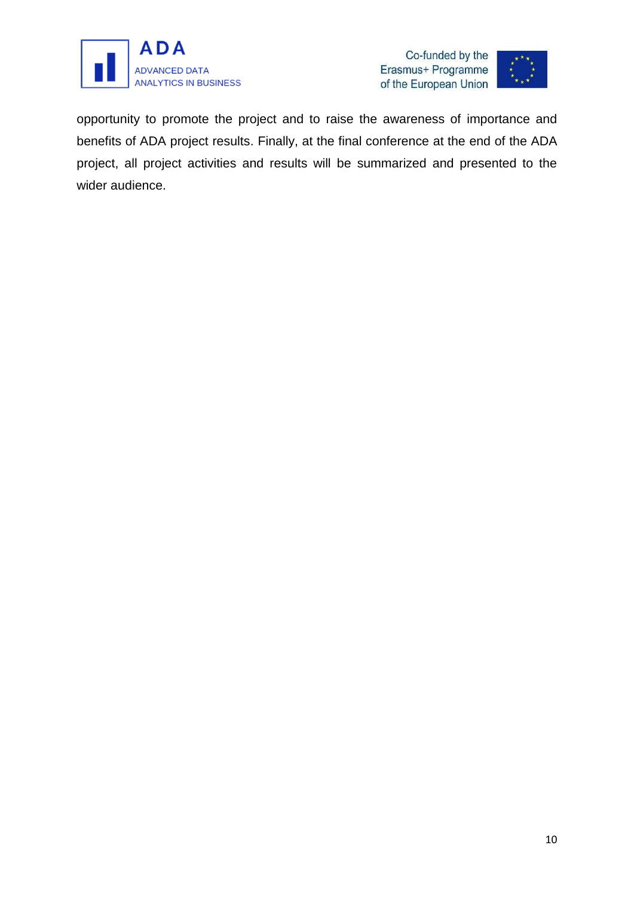opportunity to promote the project and to raise the awareness of importance and benefits of ADA project results. Finally, at the final conference at the end of the ADA project, all project activities and results will be summarized and presented to the wider audience.